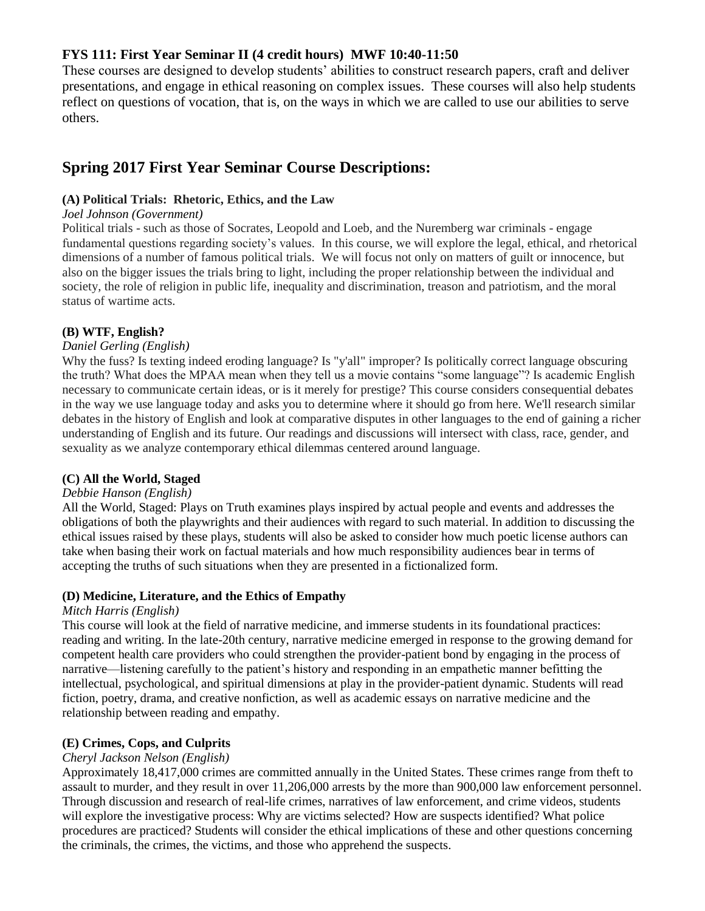**FYS 111: First Year Seminar II (4 credit hours) MWF 10:40-11:50**

These courses are designed to develop students' abilities to construct research papers, craft and deliver presentations, and engage in ethical reasoning on complex issues. These courses will also help students reflect on questions of vocation, that is, on the ways in which we are called to use our abilities to serve others.

## Spring 2017 First Year Seminar Course Descriptions:

### (A) Political Trials: Rhetoric, Ethics, and the Law

*Joel Johnson (Government)*

Political trials - such as those of Socrates, Leopold and Loeb, and the Nuremberg war criminals - engage fundamental questions regarding society's values. In this course, we will explore the legal, ethical, and rhetorical dimensions of a number of famous political trials. We will focus not only on matters of guilt or innocence, but also on the bigger issues the trials bring to light, including the proper relationship between the individual and society, the role of religion in public life, inequality and discrimination, treason and patriotism, and the moral status of wartime acts.

### (B) WTF, English?

*Daniel Gerling (English)*

Why the fuss? Is texting indeed eroding language? Is "y'all" improper? Is politically correct language obscuring the truth? What does the MPAA mean when they tell us a movie contains "some language"? Is academic English necessary to communicate certain ideas, or is it merely for prestige? This course considers consequential debates in the way we use language today and asks you to determine where it should go from here. We'll research similar debates in the history of English and look at comparative disputes in other languages to the end of gaining a richer understanding of English and its future. Our readings and discussions will intersect with class, race, gender, and sexuality as we analyze contemporary ethical dilemmas centered around language.

### (C) All the World, Staged

*Debbie Hanson (English)*

All the World, Staged: Plays on Truth examines plays inspired by actual people and events and addresses the obligations of both the playwrights and their audiences with regard to such material. In addition to discussing the ethical issues raised by these plays, students will also be asked to consider how much poetic license authors can take when basing their work on factual materials and how much responsibility audiences bear in terms of accepting the truths of such situations when they are presented in a fictionalized form.

### (D) Medicine, Literature, and the Ethics of Empathy

*Mitch Harris (English)*

This course will look at the field of narrative medicine, and immerse students in its foundational practices: reading and writing. In the late-20th century, narrative medicine emerged in response to the growing demand for competent health care providers who could strengthen the provider-patient bond by engaging in the process of narrative—listening carefully to the patient's history and responding in an empathetic manner befitting the intellectual, psychological, and spiritual dimensions at play in the provider-patient dynamic. Students will read fiction, poetry, drama, and creative nonfiction, as well as academic essays on narrative medicine and the relationship between reading and empathy.

### (E) Crimes, Cops, and Culprits

*Cheryl Jackson Nelson (English)*

Approximately 18,417,000 crimes are committed annually in the United States. These crimes range from theft to assault to murder, and they result in over 11,206,000 arrests by the more than 900,000 law enforcement personnel. Through discussion and research of real-life crimes, narratives of law enforcement, and crime videos, students will explore the investigative process: Why are victims selected? How are suspects identified? What police procedures are practiced? Students will consider the ethical implications of these and other questions concerning the criminals, the crimes, the victims, and those who apprehend the suspects.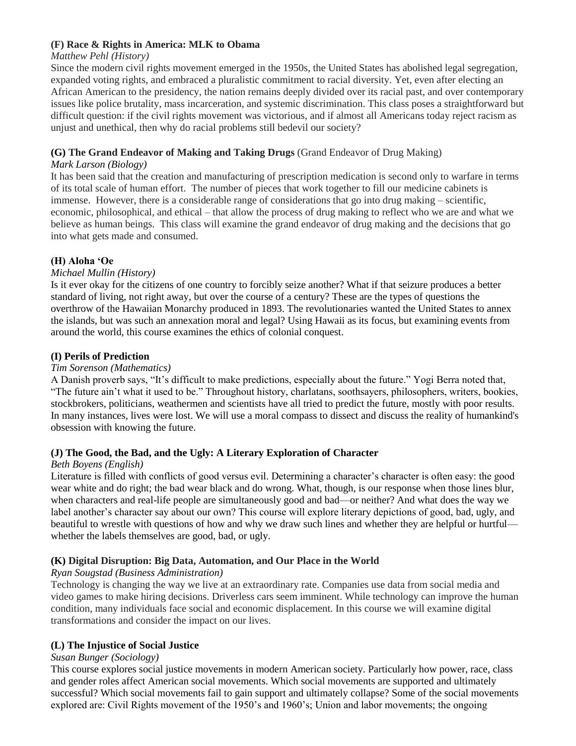**(F) Race & Rights in America: MLK to Obama**

*Matthew Pehl (History)*

Since the modern civil rights movement emerged in the 1950s, the United States has abolished legal segregation, expanded voting rights, and embraced a pluralistic commitment to racial diversity. Yet, even after electing an African American to the presidency, the nation remains deeply divided over its racial past, and over contemporary issues like police brutality, mass incarceration, and systemic discrimination. This class poses a straightforward but difficult question: if the civil rights movement was victorious, and if almost all Americans today reject racism as unjust and unethical, then why do racial problems still bedevil our society?

**(G) The Grand Endeavor of Making and Taking Drugs** (Grand Endeavor of Drug Making)

*Mark Larson (Biology)*

It has been said that the creation and manufacturing of prescription medication is second only to warfare in terms of its total scale of human effort. The number of pieces that work together to fill our medicine cabinets is immense. However, there is a considerable range of considerations that go into drug making – scientific, economic, philosophical, and ethical – that allow the process of drug making to reflect who we are and what we believe as human beings. This class will examine the grand endeavor of drug making and the decisions that go into what gets made and consumed.

**(H) Aloha 'Oe**

*Michael Mullin (History)*

Is it ever okay for the citizens of one country to forcibly seize another? What if that seizure produces a better standard of living, not right away, but over the course of a century? These are the types of questions the overthrow of the Hawaiian Monarchy produced in 1893. The revolutionaries wanted the United States to annex the islands, but was such an annexation moral and legal? Using Hawaii as its focus, but examining events from around the world, this course examines the ethics of colonial conquest.

**(I) Perils of Prediction**

*Tim Sorenson (Mathematics)*

A Danish proverb says, "It's difficult to make predictions, especially about the future." Yogi Berra noted that, "The future ain't what it used to be." Throughout history, charlatans, soothsayers, philosophers, writers, bookies, stockbrokers, politicians, weathermen and scientists have all tried to predict the future, mostly with poor results. In many instances, lives were lost. We will use a moral compass to dissect and discuss the reality of humankind's obsession with knowing the future.

**(J) The Good, the Bad, and the Ugly: A Literary Exploration of Character**

*Beth Boyens (English)*

Literature is filled with conflicts of good versus evil. Determining a character's character is often easy: the good wear white and do right; the bad wear black and do wrong. What, though, is our response when those lines blur, when characters and real-life people are simultaneously good and bad—or neither? And what does the way we label another's character say about our own? This course will explore literary depictions of good, bad, ugly, and beautiful to wrestle with questions of how and why we draw such lines and whether they are helpful or hurtful—whether the labels themselves are good, bad, or ugly.

**(K) Digital Disruption: Big Data, Automation, and Our Place in the World**

*Ryan Sougstad (Business Administration)*

Technology is changing the way we live at an extraordinary rate. Companies use data from social media and video games to make hiring decisions. Driverless cars seem imminent. While technology can improve the human condition, many individuals face social and economic displacement. In this course we will examine digital transformations and consider the impact on our lives.

**(L) The Injustice of Social Justice**

*Susan Bunger (Sociology)*

This course explores social justice movements in modern American society. Particularly how power, race, class and gender roles affect American social movements. Which social movements are supported and ultimately successful? Which social movements fail to gain support and ultimately collapse? Some of the social movements explored are: Civil Rights movement of the 1950's and 1960's; Union and labor movements; the ongoing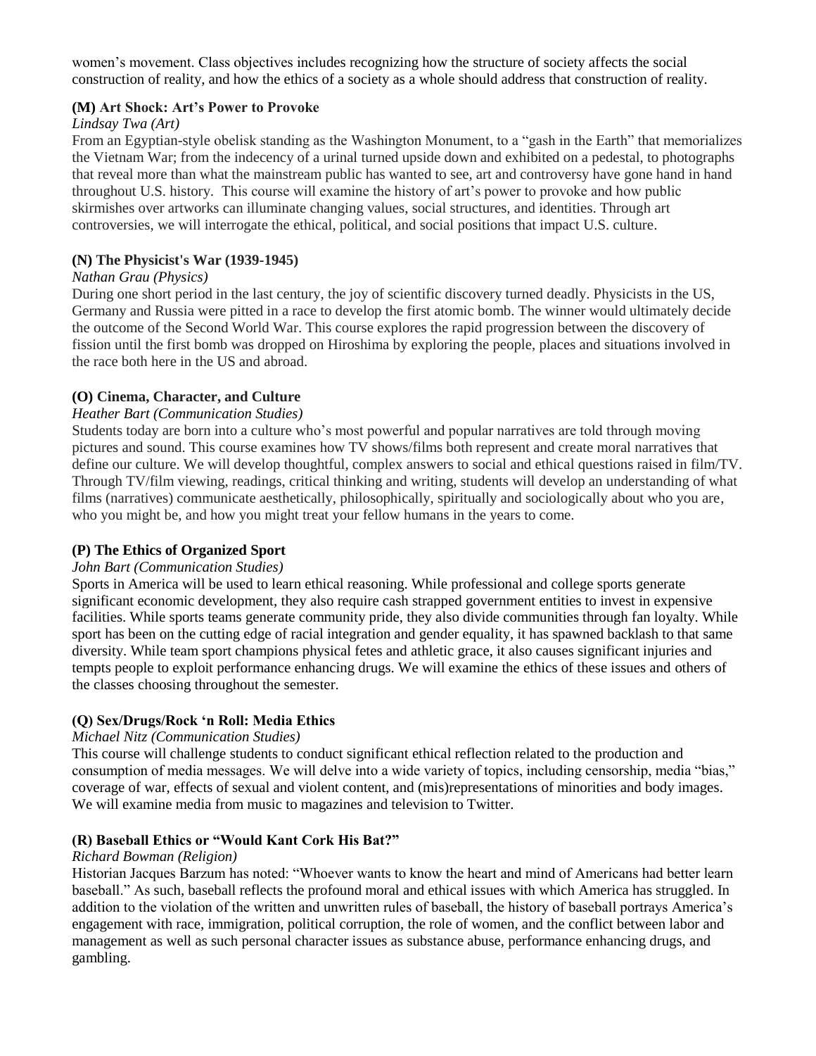women's movement. Class objectives includes recognizing how the structure of society affects the social construction of reality, and how the ethics of a society as a whole should address that construction of reality.

### (M) Art Shock: Art's Power to Provoke

*Lindsay Twa (Art)*

From an Egyptian-style obelisk standing as the Washington Monument, to a "gash in the Earth" that memorializes the Vietnam War; from the indecency of a urinal turned upside down and exhibited on a pedestal, to photographs that reveal more than what the mainstream public has wanted to see, art and controversy have gone hand in hand throughout U.S. history. This course will examine the history of art's power to provoke and how public skirmishes over artworks can illuminate changing values, social structures, and identities. Through art controversies, we will interrogate the ethical, political, and social positions that impact U.S. culture.

### (N) The Physicist's War (1939-1945)

*Nathan Grau (Physics)*

During one short period in the last century, the joy of scientific discovery turned deadly. Physicists in the US, Germany and Russia were pitted in a race to develop the first atomic bomb. The winner would ultimately decide the outcome of the Second World War. This course explores the rapid progression between the discovery of fission until the first bomb was dropped on Hiroshima by exploring the people, places and situations involved in the race both here in the US and abroad.

### (O) Cinema, Character, and Culture

*Heather Bart (Communication Studies)*

Students today are born into a culture who's most powerful and popular narratives are told through moving pictures and sound. This course examines how TV shows/films both represent and create moral narratives that define our culture. We will develop thoughtful, complex answers to social and ethical questions raised in film/TV. Through TV/film viewing, readings, critical thinking and writing, students will develop an understanding of what films (narratives) communicate aesthetically, philosophically, spiritually and sociologically about who you are, who you might be, and how you might treat your fellow humans in the years to come.

### (P) The Ethics of Organized Sport

*John Bart (Communication Studies)*

Sports in America will be used to learn ethical reasoning. While professional and college sports generate significant economic development, they also require cash strapped government entities to invest in expensive facilities. While sports teams generate community pride, they also divide communities through fan loyalty. While sport has been on the cutting edge of racial integration and gender equality, it has spawned backlash to that same diversity. While team sport champions physical fetes and athletic grace, it also causes significant injuries and tempts people to exploit performance enhancing drugs. We will examine the ethics of these issues and others of the classes choosing throughout the semester.

### (Q) Sex/Drugs/Rock 'n Roll: Media Ethics

*Michael Nitz (Communication Studies)*

This course will challenge students to conduct significant ethical reflection related to the production and consumption of media messages. We will delve into a wide variety of topics, including censorship, media "bias," coverage of war, effects of sexual and violent content, and (mis)representations of minorities and body images. We will examine media from music to magazines and television to Twitter.

### (R) Baseball Ethics or "Would Kant Cork His Bat?"

*Richard Bowman (Religion)*

Historian Jacques Barzum has noted: "Whoever wants to know the heart and mind of Americans had better learn baseball." As such, baseball reflects the profound moral and ethical issues with which America has struggled. In addition to the violation of the written and unwritten rules of baseball, the history of baseball portrays America's engagement with race, immigration, political corruption, the role of women, and the conflict between labor and management as well as such personal character issues as substance abuse, performance enhancing drugs, and gambling.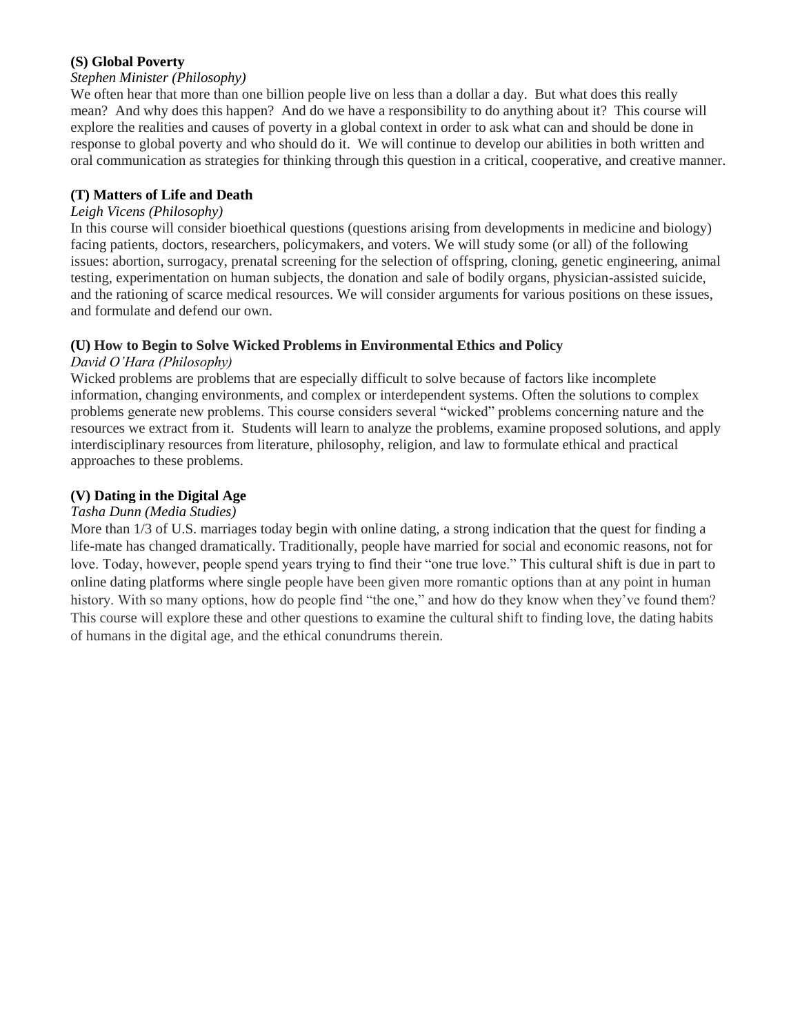**(S) Global Poverty**

*Stephen Minister (Philosophy)*

We often hear that more than one billion people live on less than a dollar a day. But what does this really mean? And why does this happen? And do we have a responsibility to do anything about it? This course will explore the realities and causes of poverty in a global context in order to ask what can and should be done in response to global poverty and who should do it. We will continue to develop our abilities in both written and oral communication as strategies for thinking through this question in a critical, cooperative, and creative manner.

**(T) Matters of Life and Death**

*Leigh Vicens (Philosophy)*

In this course will consider bioethical questions (questions arising from developments in medicine and biology) facing patients, doctors, researchers, policymakers, and voters. We will study some (or all) of the following issues: abortion, surrogacy, prenatal screening for the selection of offspring, cloning, genetic engineering, animal testing, experimentation on human subjects, the donation and sale of bodily organs, physician-assisted suicide, and the rationing of scarce medical resources. We will consider arguments for various positions on these issues, and formulate and defend our own.

**(U) How to Begin to Solve Wicked Problems in Environmental Ethics and Policy**

*David O'Hara (Philosophy)*

Wicked problems are problems that are especially difficult to solve because of factors like incomplete information, changing environments, and complex or interdependent systems. Often the solutions to complex problems generate new problems. This course considers several "wicked" problems concerning nature and the resources we extract from it. Students will learn to analyze the problems, examine proposed solutions, and apply interdisciplinary resources from literature, philosophy, religion, and law to formulate ethical and practical approaches to these problems.

**(V) Dating in the Digital Age**

*Tasha Dunn (Media Studies)*

More than 1/3 of U.S. marriages today begin with online dating, a strong indication that the quest for finding a life-mate has changed dramatically. Traditionally, people have married for social and economic reasons, not for love. Today, however, people spend years trying to find their "one true love." This cultural shift is due in part to online dating platforms where single people have been given more romantic options than at any point in human history. With so many options, how do people find "the one," and how do they know when they've found them? This course will explore these and other questions to examine the cultural shift to finding love, the dating habits of humans in the digital age, and the ethical conundrums therein.